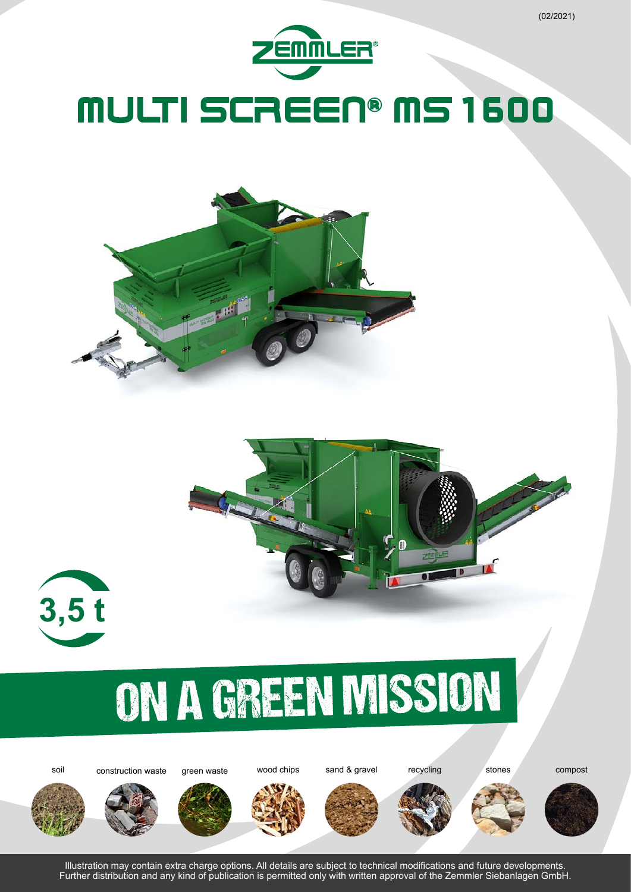(02/2021)

ZEMMLER®

# MULTI SCREEN® MS 1600

3,5 t

## ON A GREEN MISSION

soil · construction waste · green waste · wood chips · sand & gravel · recycling · stones · compost

Illustration may contain extra charge options. All details are subject to technical modifications and future developments.
Further distribution and any kind of publication is permitted only with written approval of the Zemmler Siebanlagen GmbH.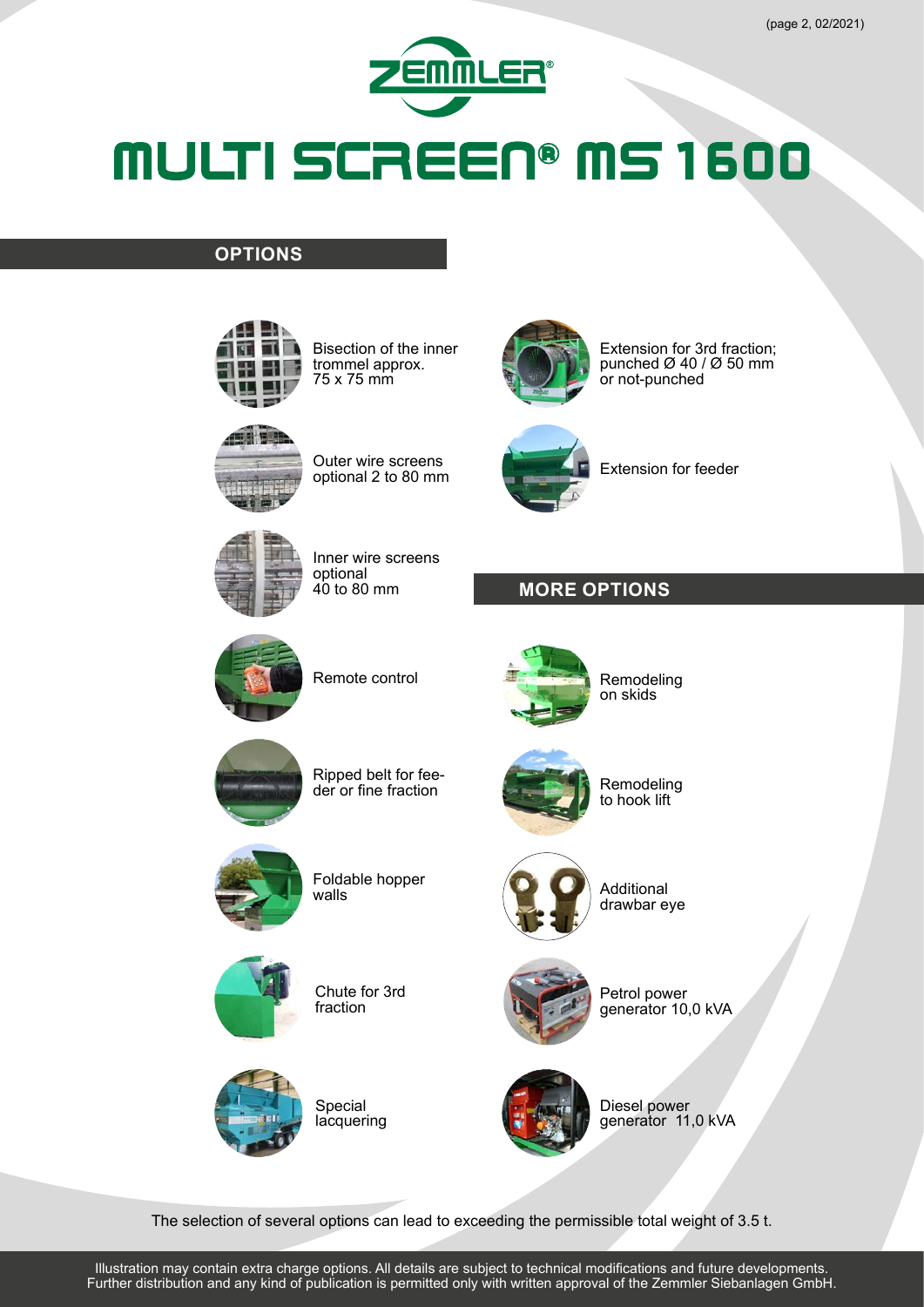# MULTI SCREEN® MS 1600

## OPTIONS

- Bisection of the inner trommel approx. 75 x 75 mm
- Outer wire screens optional 2 to 80 mm
- Inner wire screens optional 40 to 80 mm
- Remote control
- Ripped belt for feeder or fine fraction
- Foldable hopper walls
- Chute for 3rd fraction
- Special lacquering
- Extension for 3rd fraction; punched Ø 40 / Ø 50 mm or not-punched
- Extension for feeder

## MORE OPTIONS

- Remodeling on skids
- Remodeling to hook lift
- Additional drawbar eye
- Petrol power generator 10,0 kVA
- Diesel power generator 11,0 kVA

The selection of several options can lead to exceeding the permissible total weight of 3.5 t.

Illustration may contain extra charge options. All details are subject to technical modifications and future developments. Further distribution and any kind of publication is permitted only with written approval of the Zemmler Siebanlagen GmbH.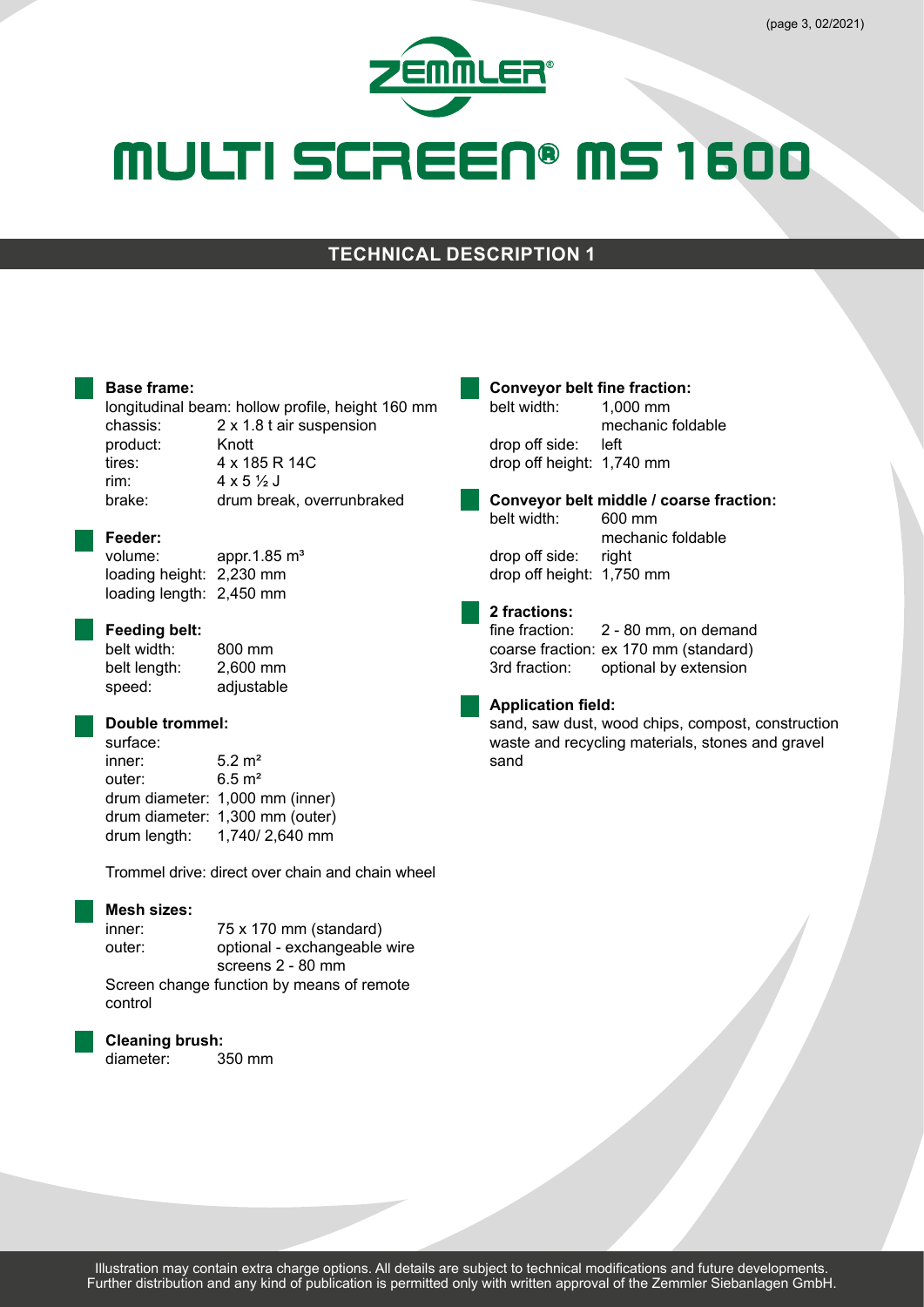# MULTI SCREEN® MS 1600

## TECHNICAL DESCRIPTION 1

### Base frame:

longitudinal beam: hollow profile, height 160 mm

| | |
|---|---|
| chassis: | 2 x 1.8 t air suspension |
| product: | Knott |
| tires: | 4 x 185 R 14C |
| rim: | 4 x 5 ½ J |
| brake: | drum break, overrunbraked |

### Feeder:

| | |
|---|---|
| volume: | appr.1.85 m³ |
| loading height: | 2,230 mm |
| loading length: | 2,450 mm |

### Feeding belt:

| | |
|---|---|
| belt width: | 800 mm |
| belt length: | 2,600 mm |
| speed: | adjustable |

### Double trommel:

surface:

| | |
|---|---|
| inner: | 5.2 m² |
| outer: | 6.5 m² |
| drum diameter: | 1,000 mm (inner) |
| drum diameter: | 1,300 mm (outer) |
| drum length: | 1,740/ 2,640 mm |

Trommel drive: direct over chain and chain wheel

### Mesh sizes:

| | |
|---|---|
| inner: | 75 x 170 mm (standard) |
| outer: | optional - exchangeable wire screens 2 - 80 mm |

Screen change function by means of remote control

### Cleaning brush:

| | |
|---|---|
| diameter: | 350 mm |

### Conveyor belt fine fraction:

| | |
|---|---|
| belt width: | 1,000 mm<br>mechanic foldable |
| drop off side: | left |
| drop off height: | 1,740 mm |

### Conveyor belt middle / coarse fraction:

| | |
|---|---|
| belt width: | 600 mm<br>mechanic foldable |
| drop off side: | right |
| drop off height: | 1,750 mm |

### 2 fractions:

| | |
|---|---|
| fine fraction: | 2 - 80 mm, on demand |
| coarse fraction: | ex 170 mm (standard) |
| 3rd fraction: | optional by extension |

### Application field:

sand, saw dust, wood chips, compost, construction waste and recycling materials, stones and gravel sand

Illustration may contain extra charge options. All details are subject to technical modifications and future developments. Further distribution and any kind of publication is permitted only with written approval of the Zemmler Siebanlagen GmbH.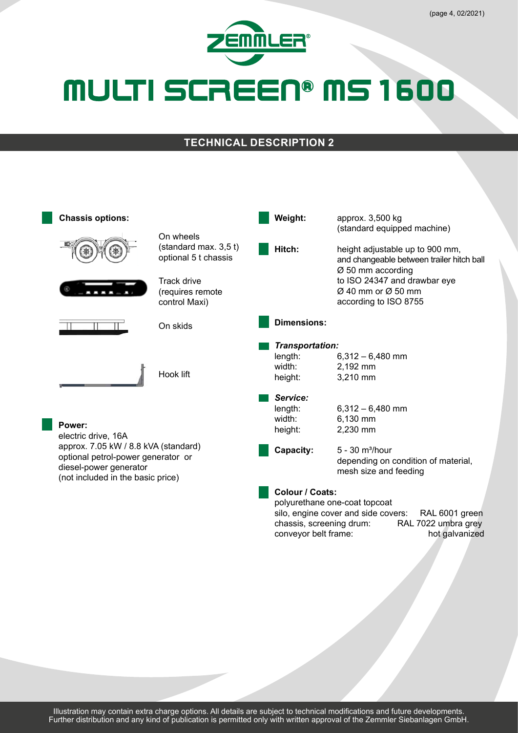# MULTI SCREEN® MS 1600

## TECHNICAL DESCRIPTION 2

### Chassis options:

On wheels (standard max. 3,5 t) optional 5 t chassis

Track drive (requires remote control Maxi)

On skids

Hook lift

### Power:

electric drive, 16A
approx. 7.05 kW / 8.8 kVA (standard)
optional petrol-power generator or diesel-power generator
(not included in the basic price)

### Weight:

approx. 3,500 kg (standard equipped machine)

### Hitch:

height adjustable up to 900 mm, and changeable between trailer hitch ball Ø 50 mm according to ISO 24347 and drawbar eye Ø 40 mm or Ø 50 mm according to ISO 8755

### Dimensions:

***Transportation:***

| | |
|---|---|
| length: | 6,312 – 6,480 mm |
| width: | 2,192 mm |
| height: | 3,210 mm |

***Service:***

| | |
|---|---|
| length: | 6,312 – 6,480 mm |
| width: | 6,130 mm |
| height: | 2,230 mm |

### Capacity:

5 - 30 m³/hour depending on condition of material, mesh size and feeding

### Colour / Coats:

polyurethane one-coat topcoat

| | |
|---|---|
| silo, engine cover and side covers: | RAL 6001 green |
| chassis, screening drum: | RAL 7022 umbra grey |
| conveyor belt frame: | hot galvanized |

Illustration may contain extra charge options. All details are subject to technical modifications and future developments. Further distribution and any kind of publication is permitted only with written approval of the Zemmler Siebanlagen GmbH.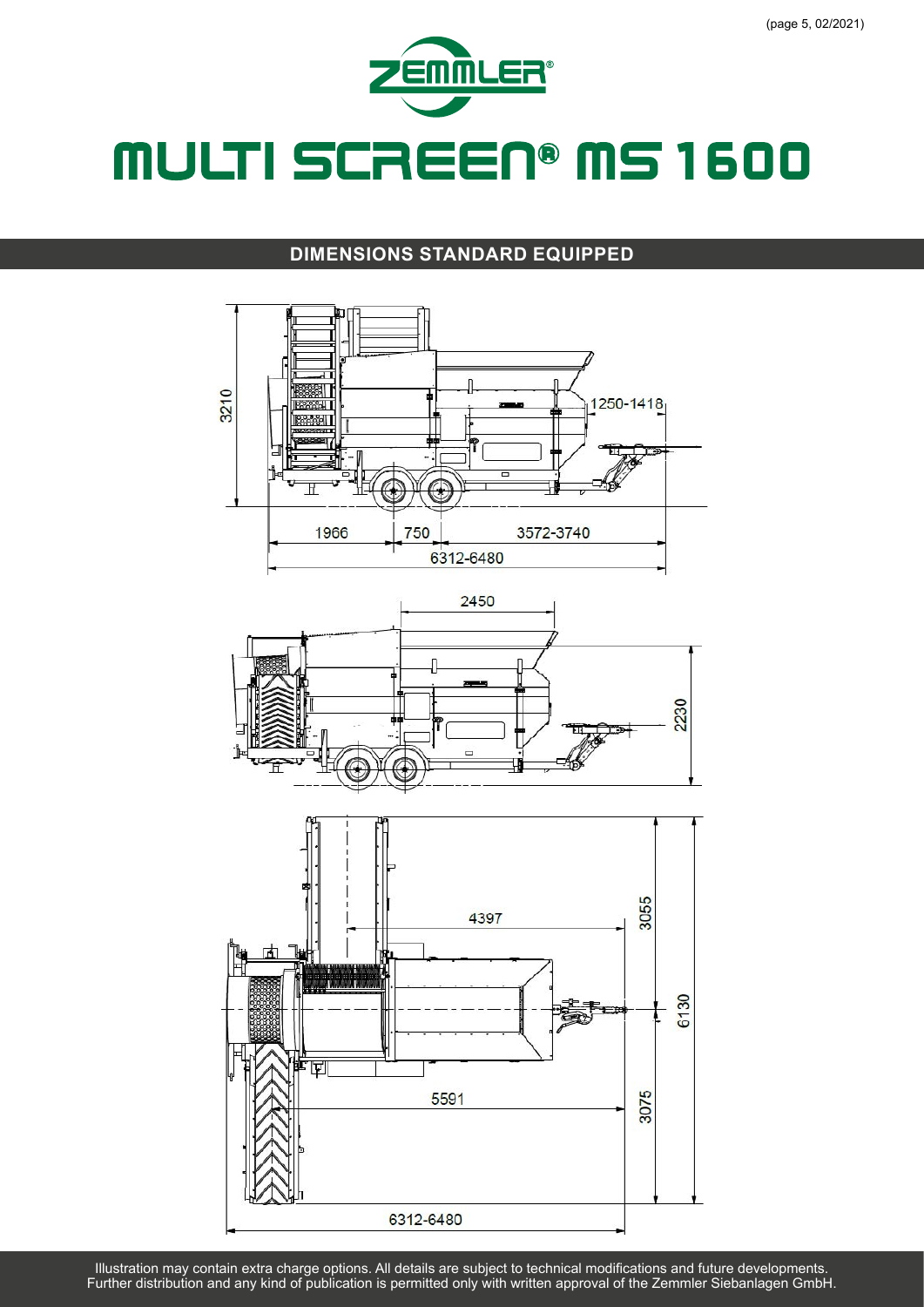# ZEMMLER®

# MULTI SCREEN® MS 1600

## DIMENSIONS STANDARD EQUIPPED

Illustration may contain extra charge options. All details are subject to technical modifications and future developments. Further distribution and any kind of publication is permitted only with written approval of the Zemmler Siebanlagen GmbH.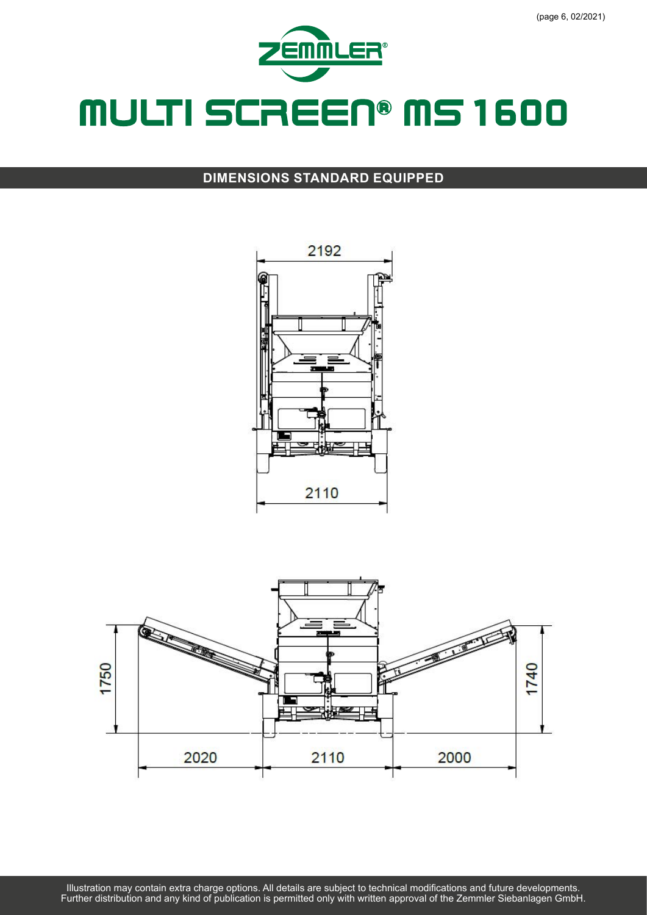# MULTI SCREEN® MS 1600

## DIMENSIONS STANDARD EQUIPPED

2192

2110

1750

1740

2020

2110

2000

Illustration may contain extra charge options. All details are subject to technical modifications and future developments. Further distribution and any kind of publication is permitted only with written approval of the Zemmler Siebanlagen GmbH.